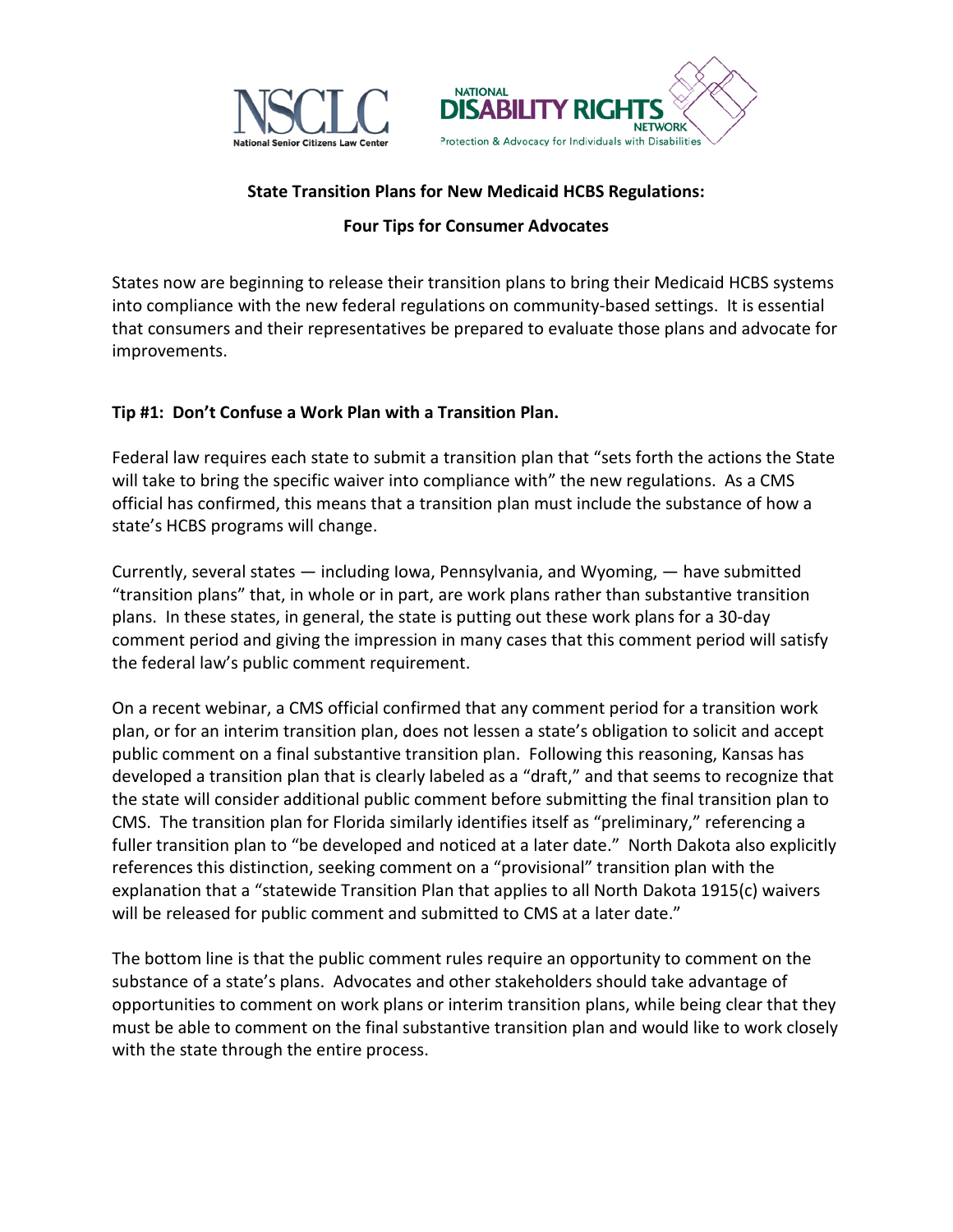**State Transition Plans for New Medicaid HCBS Regulations:**

**Four Tips for Consumer Advocates**

States now are beginning to release their transition plans to bring their Medicaid HCBS systems into compliance with the new federal regulations on community-based settings. It is essential that consumers and their representatives be prepared to evaluate those plans and advocate for improvements.

**Tip #1: Don't Confuse a Work Plan with a Transition Plan.**

Federal law requires each state to submit a transition plan that "sets forth the actions the State will take to bring the specific waiver into compliance with" the new regulations. As a CMS official has confirmed, this means that a transition plan must include the substance of how a state's HCBS programs will change.

Currently, several states — including Iowa, Pennsylvania, and Wyoming, — have submitted "transition plans" that, in whole or in part, are work plans rather than substantive transition plans. In these states, in general, the state is putting out these work plans for a 30-day comment period and giving the impression in many cases that this comment period will satisfy the federal law's public comment requirement.

On a recent webinar, a CMS official confirmed that any comment period for a transition work plan, or for an interim transition plan, does not lessen a state's obligation to solicit and accept public comment on a final substantive transition plan. Following this reasoning, Kansas has developed a transition plan that is clearly labeled as a "draft," and that seems to recognize that the state will consider additional public comment before submitting the final transition plan to CMS. The transition plan for Florida similarly identifies itself as "preliminary," referencing a fuller transition plan to "be developed and noticed at a later date." North Dakota also explicitly references this distinction, seeking comment on a "provisional" transition plan with the explanation that a "statewide Transition Plan that applies to all North Dakota 1915(c) waivers will be released for public comment and submitted to CMS at a later date."

The bottom line is that the public comment rules require an opportunity to comment on the substance of a state's plans. Advocates and other stakeholders should take advantage of opportunities to comment on work plans or interim transition plans, while being clear that they must be able to comment on the final substantive transition plan and would like to work closely with the state through the entire process.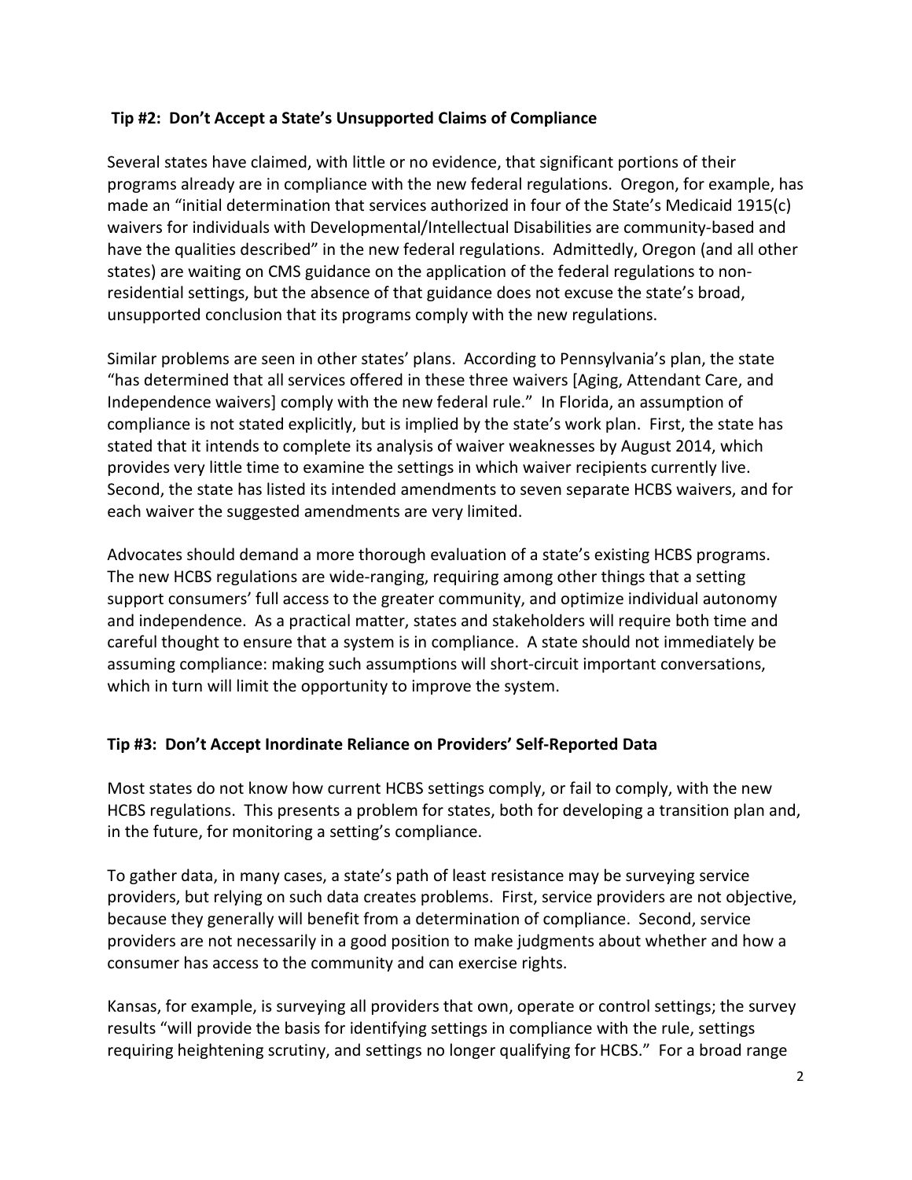### Tip #2: Don't Accept a State's Unsupported Claims of Compliance

Several states have claimed, with little or no evidence, that significant portions of their programs already are in compliance with the new federal regulations. Oregon, for example, has made an "initial determination that services authorized in four of the State's Medicaid 1915(c) waivers for individuals with Developmental/Intellectual Disabilities are community-based and have the qualities described" in the new federal regulations. Admittedly, Oregon (and all other states) are waiting on CMS guidance on the application of the federal regulations to non-residential settings, but the absence of that guidance does not excuse the state's broad, unsupported conclusion that its programs comply with the new regulations.

Similar problems are seen in other states' plans. According to Pennsylvania's plan, the state "has determined that all services offered in these three waivers [Aging, Attendant Care, and Independence waivers] comply with the new federal rule." In Florida, an assumption of compliance is not stated explicitly, but is implied by the state's work plan. First, the state has stated that it intends to complete its analysis of waiver weaknesses by August 2014, which provides very little time to examine the settings in which waiver recipients currently live. Second, the state has listed its intended amendments to seven separate HCBS waivers, and for each waiver the suggested amendments are very limited.

Advocates should demand a more thorough evaluation of a state's existing HCBS programs. The new HCBS regulations are wide-ranging, requiring among other things that a setting support consumers' full access to the greater community, and optimize individual autonomy and independence. As a practical matter, states and stakeholders will require both time and careful thought to ensure that a system is in compliance. A state should not immediately be assuming compliance: making such assumptions will short-circuit important conversations, which in turn will limit the opportunity to improve the system.

### Tip #3: Don't Accept Inordinate Reliance on Providers' Self-Reported Data

Most states do not know how current HCBS settings comply, or fail to comply, with the new HCBS regulations. This presents a problem for states, both for developing a transition plan and, in the future, for monitoring a setting's compliance.

To gather data, in many cases, a state's path of least resistance may be surveying service providers, but relying on such data creates problems. First, service providers are not objective, because they generally will benefit from a determination of compliance. Second, service providers are not necessarily in a good position to make judgments about whether and how a consumer has access to the community and can exercise rights.

Kansas, for example, is surveying all providers that own, operate or control settings; the survey results "will provide the basis for identifying settings in compliance with the rule, settings requiring heightening scrutiny, and settings no longer qualifying for HCBS." For a broad range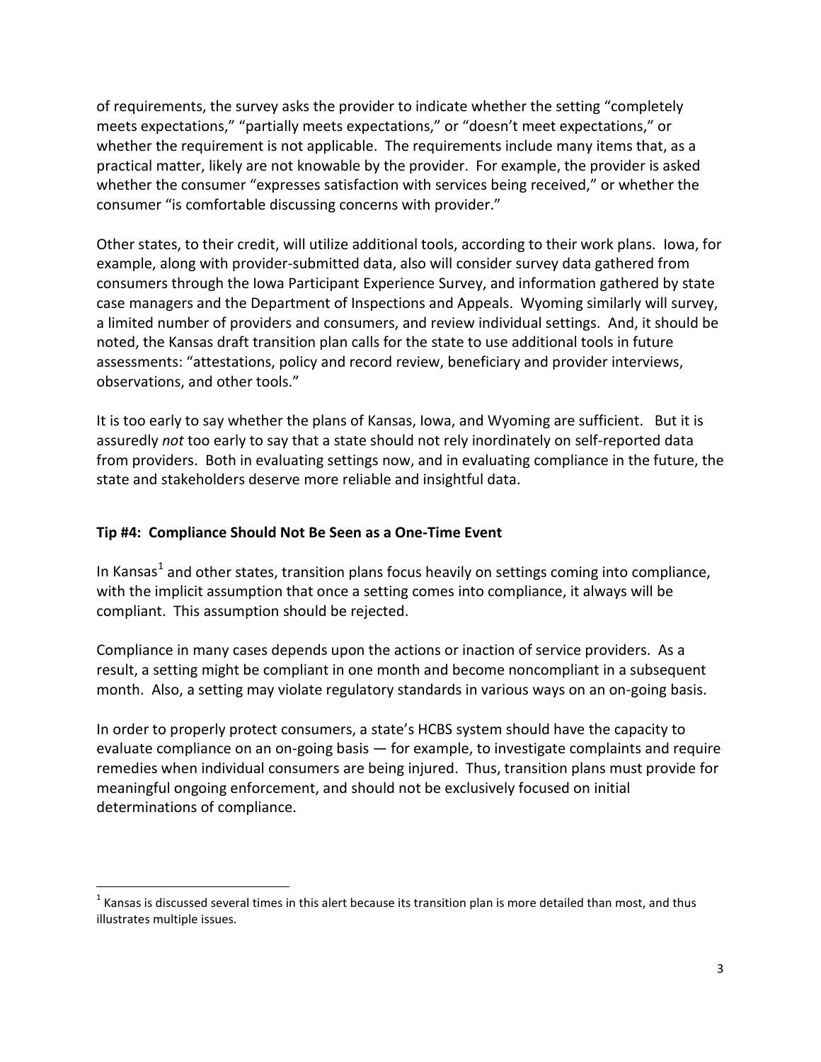of requirements, the survey asks the provider to indicate whether the setting "completely meets expectations," "partially meets expectations," or "doesn't meet expectations," or whether the requirement is not applicable. The requirements include many items that, as a practical matter, likely are not knowable by the provider. For example, the provider is asked whether the consumer "expresses satisfaction with services being received," or whether the consumer "is comfortable discussing concerns with provider."

Other states, to their credit, will utilize additional tools, according to their work plans. Iowa, for example, along with provider-submitted data, also will consider survey data gathered from consumers through the Iowa Participant Experience Survey, and information gathered by state case managers and the Department of Inspections and Appeals. Wyoming similarly will survey, a limited number of providers and consumers, and review individual settings. And, it should be noted, the Kansas draft transition plan calls for the state to use additional tools in future assessments: "attestations, policy and record review, beneficiary and provider interviews, observations, and other tools."

It is too early to say whether the plans of Kansas, Iowa, and Wyoming are sufficient. But it is assuredly *not* too early to say that a state should not rely inordinately on self-reported data from providers. Both in evaluating settings now, and in evaluating compliance in the future, the state and stakeholders deserve more reliable and insightful data.

**Tip #4: Compliance Should Not Be Seen as a One-Time Event**

In Kansas[1] and other states, transition plans focus heavily on settings coming into compliance, with the implicit assumption that once a setting comes into compliance, it always will be compliant. This assumption should be rejected.

Compliance in many cases depends upon the actions or inaction of service providers. As a result, a setting might be compliant in one month and become noncompliant in a subsequent month. Also, a setting may violate regulatory standards in various ways on an on-going basis.

In order to properly protect consumers, a state's HCBS system should have the capacity to evaluate compliance on an on-going basis — for example, to investigate complaints and require remedies when individual consumers are being injured. Thus, transition plans must provide for meaningful ongoing enforcement, and should not be exclusively focused on initial determinations of compliance.

---

[1] Kansas is discussed several times in this alert because its transition plan is more detailed than most, and thus illustrates multiple issues.